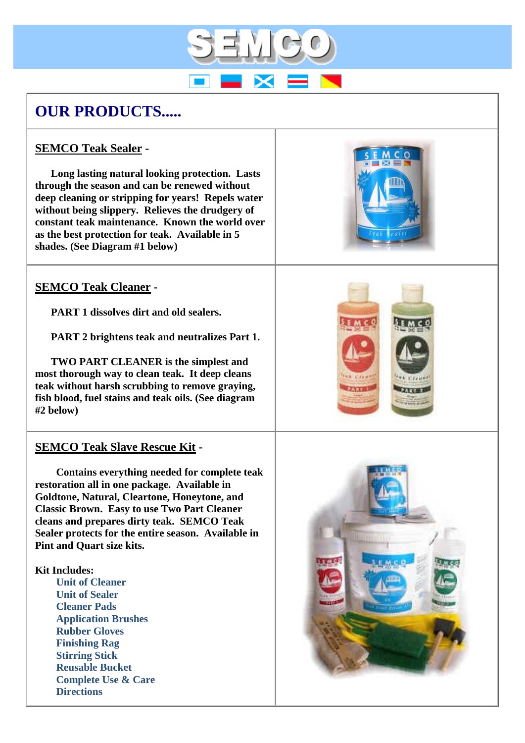# SEMCO

## OUR PRODUCTS.....

### SEMCO Teak Sealer -

**Long lasting natural looking protection. Lasts through the season and can be renewed without deep cleaning or stripping for years! Repels water without being slippery. Relieves the drudgery of constant teak maintenance. Known the world over as the best protection for teak. Available in 5 shades. (See Diagram #1 below)**

### SEMCO Teak Cleaner -

**PART 1 dissolves dirt and old sealers.**

**PART 2 brightens teak and neutralizes Part 1.**

**TWO PART CLEANER is the simplest and most thorough way to clean teak. It deep cleans teak without harsh scrubbing to remove graying, fish blood, fuel stains and teak oils. (See diagram #2 below)**

### SEMCO Teak Slave Rescue Kit -

**Contains everything needed for complete teak restoration all in one package. Available in Goldtone, Natural, Cleartone, Honeytone, and Classic Brown. Easy to use Two Part Cleaner cleans and prepares dirty teak. SEMCO Teak Sealer protects for the entire season. Available in Pint and Quart size kits.**

**Kit Includes:**

- Unit of Cleaner
- Unit of Sealer
- Cleaner Pads
- Application Brushes
- Rubber Gloves
- Finishing Rag
- Stirring Stick
- Reusable Bucket
- Complete Use & Care Directions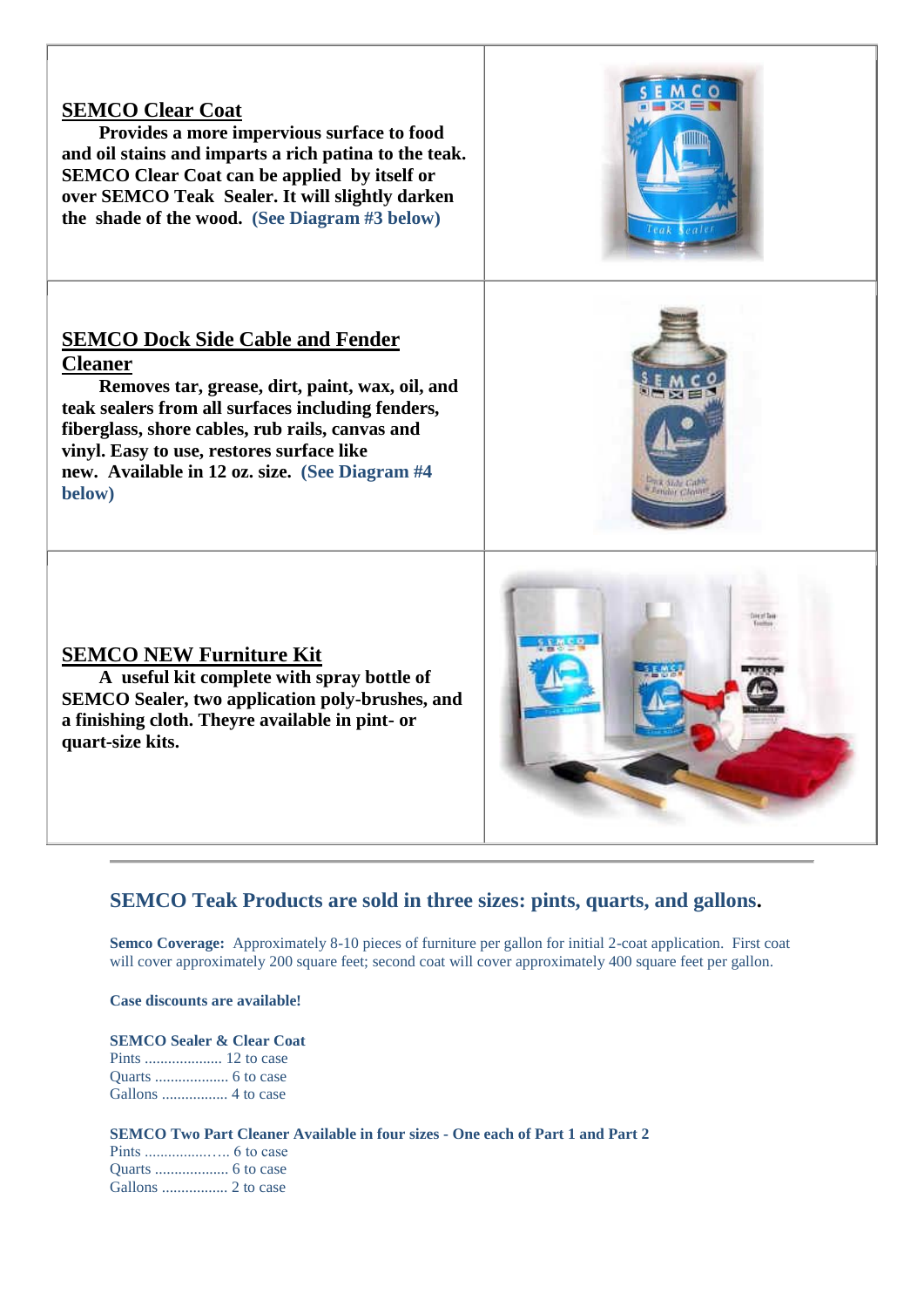## SEMCO Clear Coat

**Provides a more impervious surface to food and oil stains and imparts a rich patina to the teak. SEMCO Clear Coat can be applied by itself or over SEMCO Teak Sealer. It will slightly darken the shade of the wood. (See Diagram #3 below)**

## SEMCO Dock Side Cable and Fender Cleaner

**Removes tar, grease, dirt, paint, wax, oil, and teak sealers from all surfaces including fenders, fiberglass, shore cables, rub rails, canvas and vinyl. Easy to use, restores surface like new. Available in 12 oz. size. (See Diagram #4 below)**

## SEMCO NEW Furniture Kit

**A useful kit complete with spray bottle of SEMCO Sealer, two application poly-brushes, and a finishing cloth. Theyre available in pint- or quart-size kits.**

---

## SEMCO Teak Products are sold in three sizes: pints, quarts, and gallons.

**Semco Coverage:** Approximately 8-10 pieces of furniture per gallon for initial 2-coat application. First coat will cover approximately 200 square feet; second coat will cover approximately 400 square feet per gallon.

**Case discounts are available!**

**SEMCO Sealer & Clear Coat**
Pints .................... 12 to case
Quarts ................... 6 to case
Gallons ................. 4 to case

**SEMCO Two Part Cleaner Available in four sizes - One each of Part 1 and Part 2**
Pints ..................…. 6 to case
Quarts ................... 6 to case
Gallons ................. 2 to case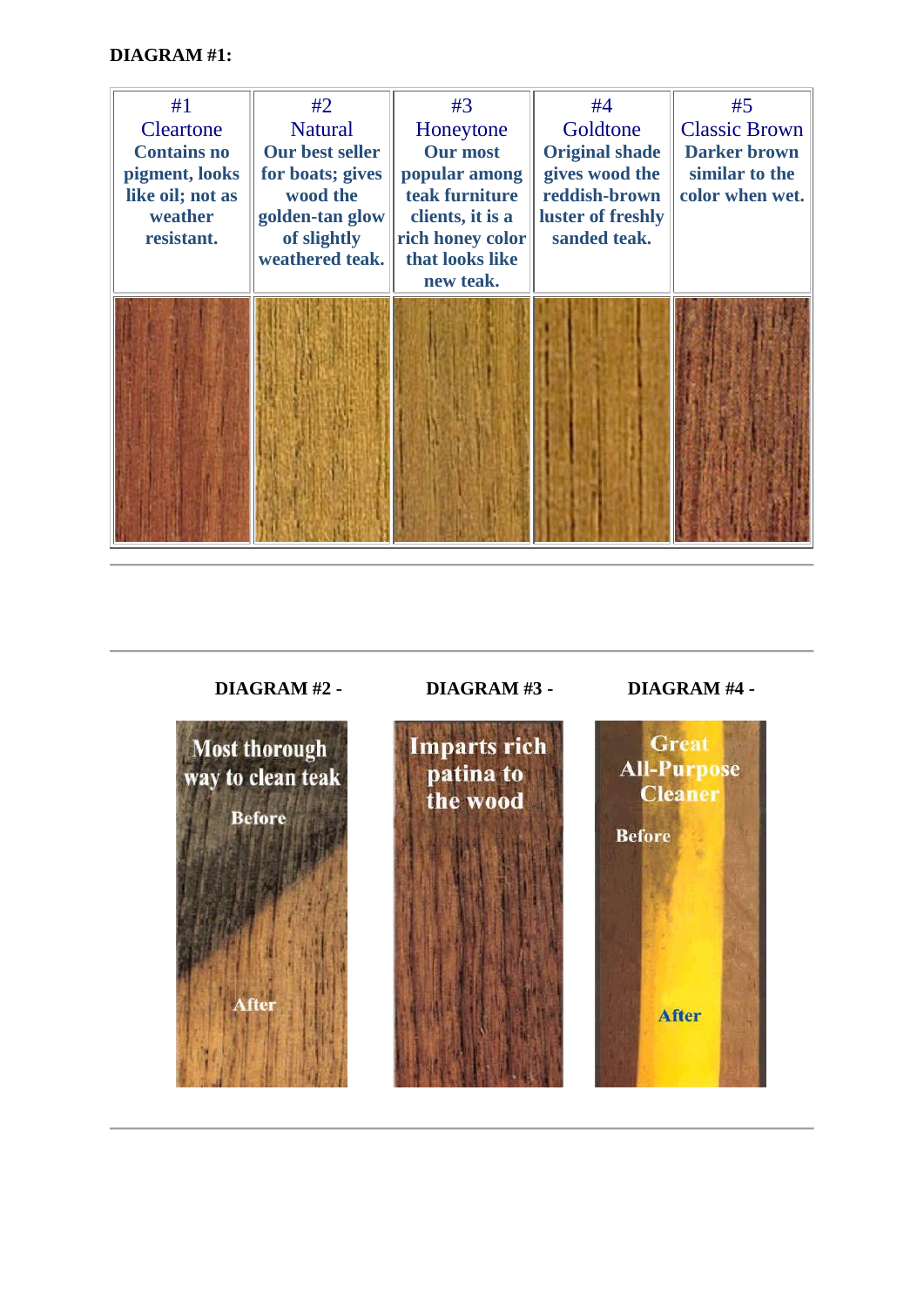**DIAGRAM #1:**

| #1 Cleartone | #2 Natural | #3 Honeytone | #4 Goldtone | #5 Classic Brown |
|---|---|---|---|---|
| **Contains no pigment, looks like oil; not as weather resistant.** | **Our best seller for boats; gives wood the golden-tan glow of slightly weathered teak.** | **Our most popular among teak furniture clients, it is a rich honey color that looks like new teak.** | **Original shade gives wood the reddish-brown luster of freshly sanded teak.** | **Darker brown similar to the color when wet.** |

---

---

**DIAGRAM #2 -**

Most thorough way to clean teak

Before

After

**DIAGRAM #3 -**

Imparts rich patina to the wood

**DIAGRAM #4 -**

Great All-Purpose Cleaner

Before

After

---